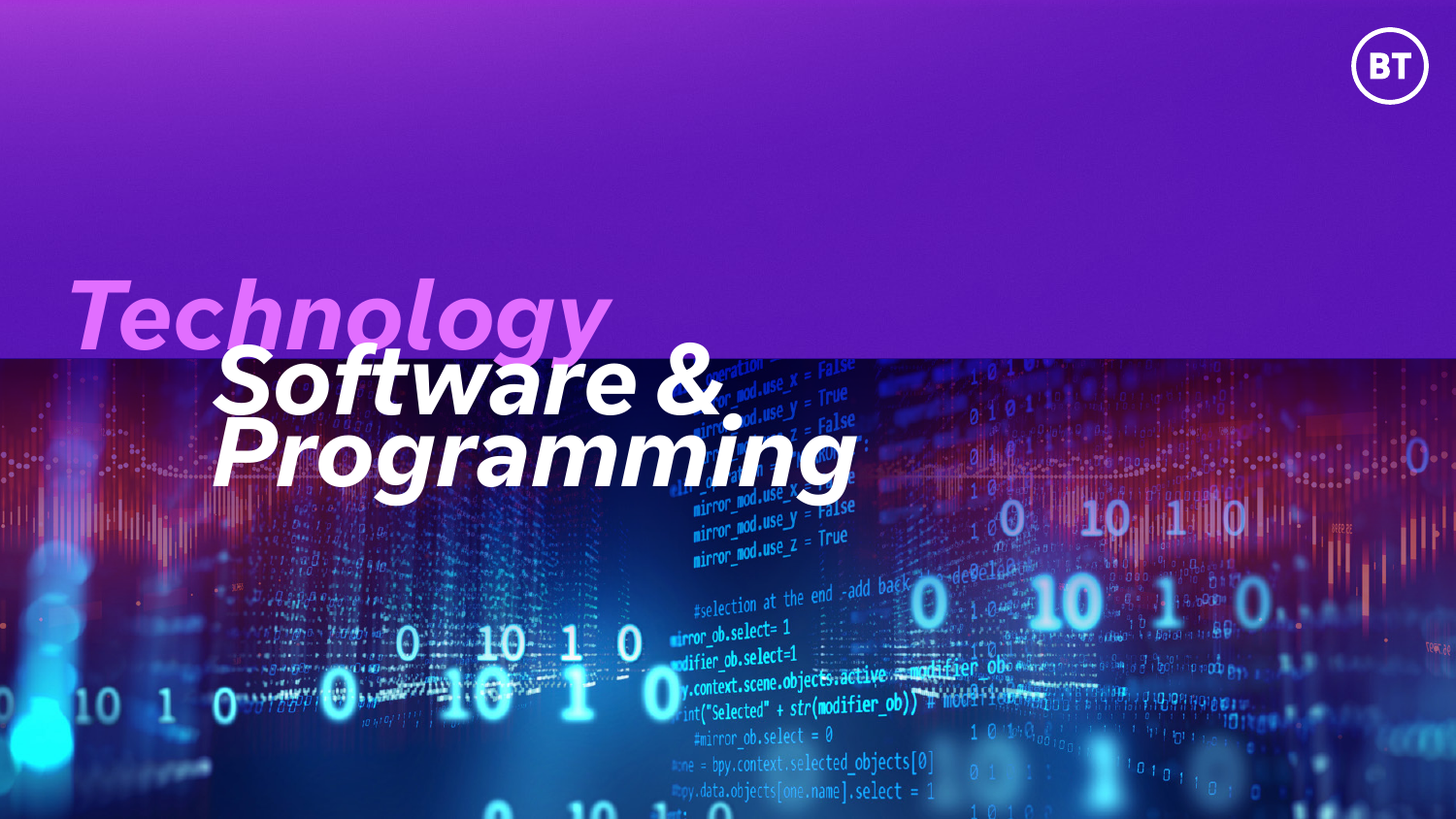# Technology

## Software & Programming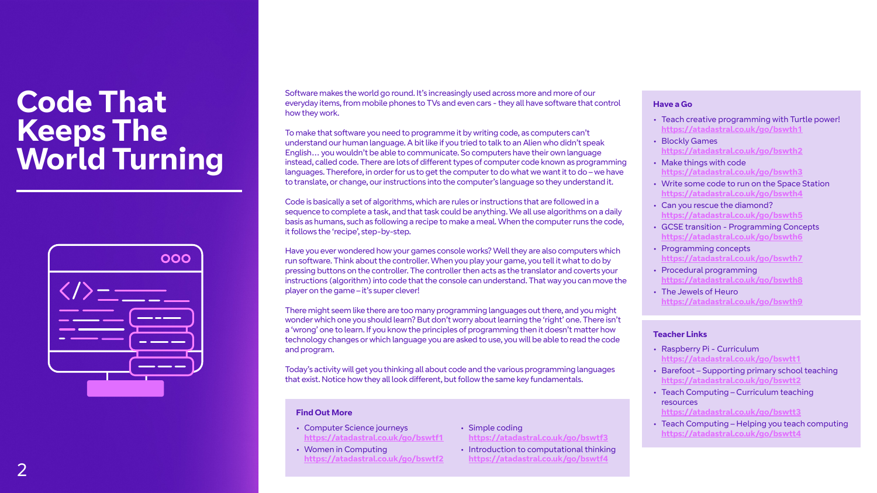# Code That Keeps The World Turning

Software makes the world go round. It's increasingly used across more and more of our everyday items, from mobile phones to TVs and even cars - they all have software that control how they work.

To make that software you need to programme it by writing code, as computers can't understand our human language. A bit like if you tried to talk to an Alien who didn't speak English… you wouldn't be able to communicate. So computers have their own language instead, called code. There are lots of different types of computer code known as programming languages. Therefore, in order for us to get the computer to do what we want it to do – we have to translate, or change, our instructions into the computer's language so they understand it.

Code is basically a set of algorithms, which are rules or instructions that are followed in a sequence to complete a task, and that task could be anything. We all use algorithms on a daily basis as humans, such as following a recipe to make a meal. When the computer runs the code, it follows the 'recipe', step-by-step.

Have you ever wondered how your games console works? Well they are also computers which run software. Think about the controller. When you play your game, you tell it what to do by pressing buttons on the controller. The controller then acts as the translator and coverts your instructions (algorithm) into code that the console can understand. That way you can move the player on the game – it's super clever!

There might seem like there are too many programming languages out there, and you might wonder which one you should learn? But don't worry about learning the 'right' one. There isn't a 'wrong' one to learn. If you know the principles of programming then it doesn't matter how technology changes or which language you are asked to use, you will be able to read the code and program.

Today's activity will get you thinking all about code and the various programming languages that exist. Notice how they all look different, but follow the same key fundamentals.

### Find Out More

- Computer Science journeys
  https://atadastral.co.uk/go/bswtf1
- Women in Computing
  https://atadastral.co.uk/go/bswtf2
- Simple coding
  https://atadastral.co.uk/go/bswtf3
- Introduction to computational thinking
  https://atadastral.co.uk/go/bswtf4

### Have a Go

- Teach creative programming with Turtle power!
  https://atadastral.co.uk/go/bswth1
- Blockly Games
  https://atadastral.co.uk/go/bswth2
- Make things with code
  https://atadastral.co.uk/go/bswth3
- Write some code to run on the Space Station
  https://atadastral.co.uk/go/bswth4
- Can you rescue the diamond?
  https://atadastral.co.uk/go/bswth5
- GCSE transition - Programming Concepts
  https://atadastral.co.uk/go/bswth6
- Programming concepts
  https://atadastral.co.uk/go/bswth7
- Procedural programming
  https://atadastral.co.uk/go/bswth8
- The Jewels of Heuro
  https://atadastral.co.uk/go/bswth9

### Teacher Links

- Raspberry Pi - Curriculum
  https://atadastral.co.uk/go/bswtt1
- Barefoot – Supporting primary school teaching
  https://atadastral.co.uk/go/bswtt2
- Teach Computing – Curriculum teaching resources
  https://atadastral.co.uk/go/bswtt3
- Teach Computing – Helping you teach computing
  https://atadastral.co.uk/go/bswtt4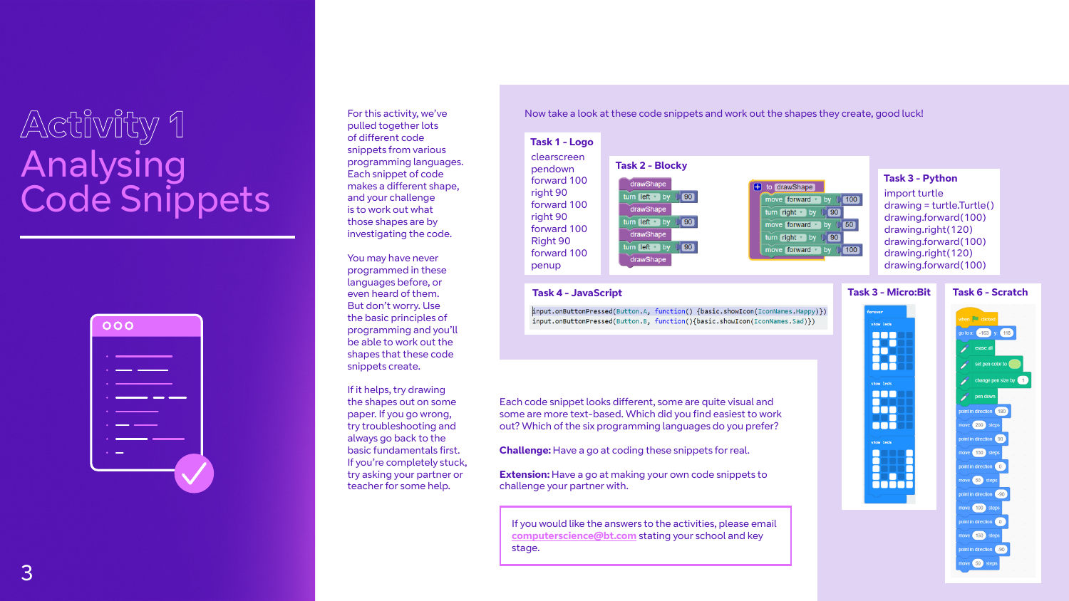# Activity 1
# Analysing Code Snippets

For this activity, we've pulled together lots of different code snippets from various programming languages. Each snippet of code makes a different shape, and your challenge is to work out what those shapes are by investigating the code.

You may have never programmed in these languages before, or even heard of them. But don't worry. Use the basic principles of programming and you'll be able to work out the shapes that these code snippets create.

If it helps, try drawing the shapes out on some paper. If you go wrong, try troubleshooting and always go back to the basic fundamentals first. If you're completely stuck, try asking your partner or teacher for some help.

Now take a look at these code snippets and work out the shapes they create, good luck!

### Task 1 - Logo

```
clearscreen
pendown
forward 100
right 90
forward 100
right 90
forward 100
Right 90
forward 100
penup
```

### Task 2 - Blocky

```
drawShape
turn left by 90
drawShape
turn left by 90
drawShape
turn left by 90
drawShape
```

```
to drawShape
  move forward by 100
  turn right by 90
  move forward by 50
  turn right by 90
  move forward by 100
```

### Task 3 - Python

```
import turtle
drawing = turtle.Turtle()
drawing.forward(100)
drawing.right(120)
drawing.forward(100)
drawing.right(120)
drawing.forward(100)
```

### Task 4 - JavaScript

```
input.onButtonPressed(Button.A, function() {basic.showIcon(IconNames.Happy)})
input.onButtonPressed(Button.B, function(){basic.showIcon(IconNames.Sad)})
```

### Task 3 - Micro:Bit

```
forever
  show leds
  show leds
  show leds
```

### Task 6 - Scratch

```
when [flag] clicked
go to x: -163 y: 118
erase all
set pen color to
change pen size by 1
pen down
point in direction 180
move 200 steps
point in direction 90
move 150 steps
point in direction 0
move 50 steps
point in direction -90
move 100 steps
point in direction 0
move 150 steps
point in direction -90
move 50 steps
```

Each code snippet looks different, some are quite visual and some are more text-based. Which did you find easiest to work out? Which of the six programming languages do you prefer?

**Challenge:** Have a go at coding these snippets for real.

**Extension:** Have a go at making your own code snippets to challenge your partner with.

If you would like the answers to the activities, please email computerscience@bt.com stating your school and key stage.